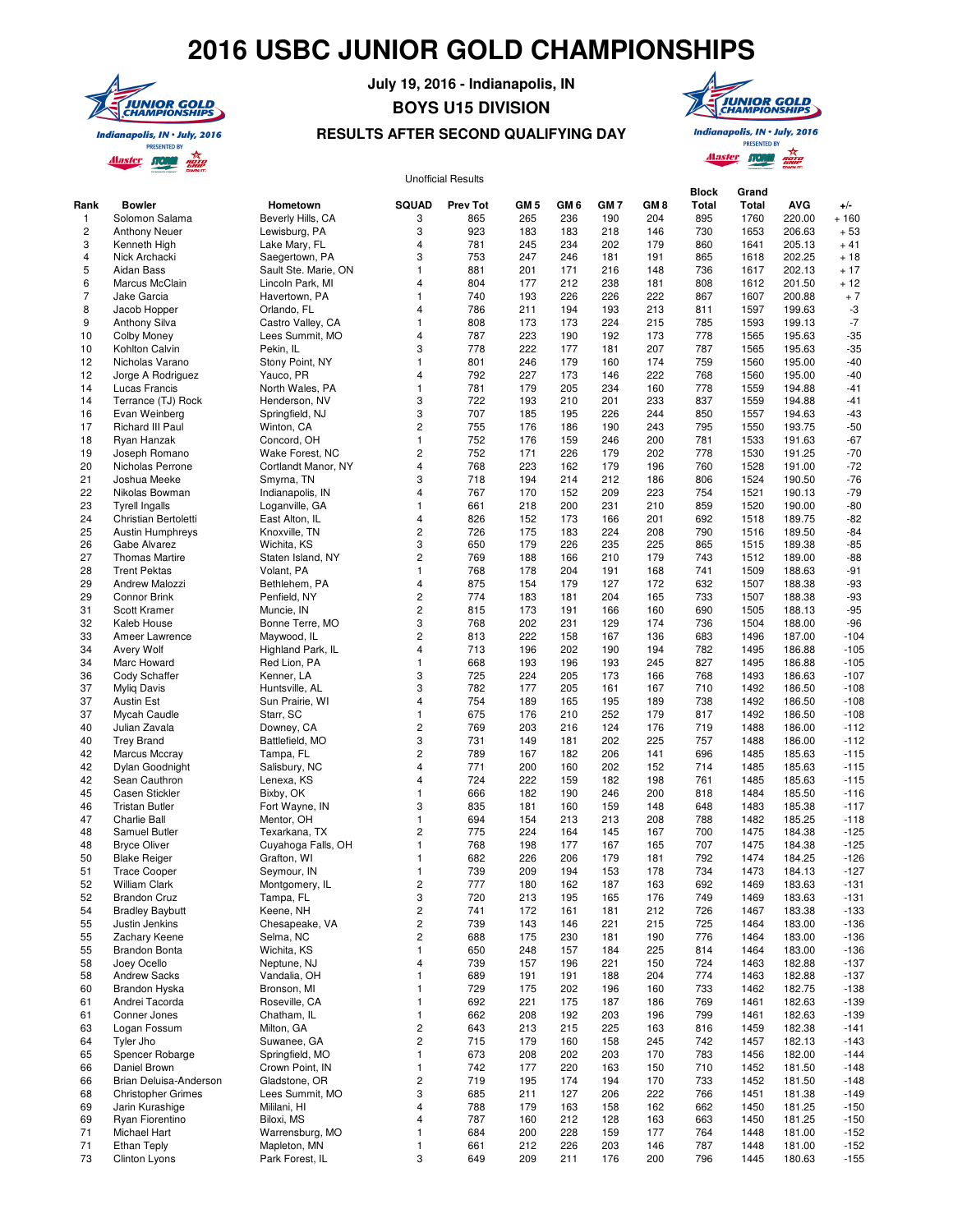# 2016 USBC JUNIOR GOLD CHAMPIONSHIPS

**July 19, 2016 - Indianapolis, IN**

**BOYS U15 DIVISION**

**RESULTS AFTER SECOND QUALIFYING DAY**

Unofficial Results

| Rank | Bowler | Hometown | SQUAD | Prev Tot | GM 5 | GM 6 | GM 7 | GM 8 | Block Total | Grand Total | AVG | +/- |
|---|---|---|---|---|---|---|---|---|---|---|---|---|
| 1 | Solomon Salama | Beverly Hills, CA | 3 | 865 | 265 | 236 | 190 | 204 | 895 | 1760 | 220.00 | + 160 |
| 2 | Anthony Neuer | Lewisburg, PA | 3 | 923 | 183 | 183 | 218 | 146 | 730 | 1653 | 206.63 | + 53 |
| 3 | Kenneth High | Lake Mary, FL | 4 | 781 | 245 | 234 | 202 | 179 | 860 | 1641 | 205.13 | + 41 |
| 4 | Nick Archacki | Saegertown, PA | 3 | 753 | 247 | 246 | 181 | 191 | 865 | 1618 | 202.25 | + 18 |
| 5 | Aidan Bass | Sault Ste. Marie, ON | 1 | 881 | 201 | 171 | 216 | 148 | 736 | 1617 | 202.13 | + 17 |
| 6 | Marcus McClain | Lincoln Park, MI | 4 | 804 | 177 | 212 | 238 | 181 | 808 | 1612 | 201.50 | + 12 |
| 7 | Jake Garcia | Havertown, PA | 1 | 740 | 193 | 226 | 226 | 222 | 867 | 1607 | 200.88 | + 7 |
| 8 | Jacob Hopper | Orlando, FL | 4 | 786 | 211 | 194 | 193 | 213 | 811 | 1597 | 199.63 | -3 |
| 9 | Anthony Silva | Castro Valley, CA | 1 | 808 | 173 | 173 | 224 | 215 | 785 | 1593 | 199.13 | -7 |
| 10 | Colby Money | Lees Summit, MO | 4 | 787 | 223 | 190 | 192 | 173 | 778 | 1565 | 195.63 | -35 |
| 10 | Kohlton Calvin | Pekin, IL | 3 | 778 | 222 | 177 | 181 | 207 | 787 | 1565 | 195.63 | -35 |
| 12 | Nicholas Varano | Stony Point, NY | 1 | 801 | 246 | 179 | 160 | 174 | 759 | 1560 | 195.00 | -40 |
| 12 | Jorge A Rodriguez | Yauco, PR | 4 | 792 | 227 | 173 | 146 | 222 | 768 | 1560 | 195.00 | -40 |
| 14 | Lucas Francis | North Wales, PA | 1 | 781 | 179 | 205 | 234 | 160 | 778 | 1559 | 194.88 | -41 |
| 14 | Terrance (TJ) Rock | Henderson, NV | 3 | 722 | 193 | 210 | 201 | 233 | 837 | 1559 | 194.88 | -41 |
| 16 | Evan Weinberg | Springfield, NJ | 3 | 707 | 185 | 195 | 226 | 244 | 850 | 1557 | 194.63 | -43 |
| 17 | Richard III Paul | Winton, CA | 2 | 755 | 176 | 186 | 190 | 243 | 795 | 1550 | 193.75 | -50 |
| 18 | Ryan Hanzak | Concord, OH | 1 | 752 | 176 | 159 | 246 | 200 | 781 | 1533 | 191.63 | -67 |
| 19 | Joseph Romano | Wake Forest, NC | 2 | 752 | 171 | 226 | 179 | 202 | 778 | 1530 | 191.25 | -70 |
| 20 | Nicholas Perrone | Cortlandt Manor, NY | 4 | 768 | 223 | 162 | 179 | 196 | 760 | 1528 | 191.00 | -72 |
| 21 | Joshua Meeke | Smyrna, TN | 3 | 718 | 194 | 214 | 212 | 186 | 806 | 1524 | 190.50 | -76 |
| 22 | Nikolas Bowman | Indianapolis, IN | 4 | 767 | 170 | 152 | 209 | 223 | 754 | 1521 | 190.13 | -79 |
| 23 | Tyrell Ingalls | Loganville, GA | 1 | 661 | 218 | 200 | 231 | 210 | 859 | 1520 | 190.00 | -80 |
| 24 | Christian Bertoletti | East Alton, IL | 4 | 826 | 152 | 173 | 166 | 201 | 692 | 1518 | 189.75 | -82 |
| 25 | Austin Humphreys | Knoxville, TN | 2 | 726 | 175 | 183 | 224 | 208 | 790 | 1516 | 189.50 | -84 |
| 26 | Gabe Alvarez | Wichita, KS | 3 | 650 | 179 | 226 | 235 | 225 | 865 | 1515 | 189.38 | -85 |
| 27 | Thomas Martire | Staten Island, NY | 2 | 769 | 188 | 166 | 210 | 179 | 743 | 1512 | 189.00 | -88 |
| 28 | Trent Pektas | Volant, PA | 1 | 768 | 178 | 204 | 191 | 168 | 741 | 1509 | 188.63 | -91 |
| 29 | Andrew Malozzi | Bethlehem, PA | 4 | 875 | 154 | 179 | 127 | 172 | 632 | 1507 | 188.38 | -93 |
| 29 | Connor Brink | Penfield, NY | 2 | 774 | 183 | 181 | 204 | 165 | 733 | 1507 | 188.38 | -93 |
| 31 | Scott Kramer | Muncie, IN | 2 | 815 | 173 | 191 | 166 | 160 | 690 | 1505 | 188.13 | -95 |
| 32 | Kaleb House | Bonne Terre, MO | 3 | 768 | 202 | 231 | 129 | 174 | 736 | 1504 | 188.00 | -96 |
| 33 | Ameer Lawrence | Maywood, IL | 2 | 813 | 222 | 158 | 167 | 136 | 683 | 1496 | 187.00 | -104 |
| 34 | Avery Wolf | Highland Park, IL | 4 | 713 | 196 | 202 | 190 | 194 | 782 | 1495 | 186.88 | -105 |
| 34 | Marc Howard | Red Lion, PA | 1 | 668 | 193 | 196 | 193 | 245 | 827 | 1495 | 186.88 | -105 |
| 36 | Cody Schaffer | Kenner, LA | 3 | 725 | 224 | 205 | 173 | 166 | 768 | 1493 | 186.63 | -107 |
| 37 | Myliq Davis | Huntsville, AL | 3 | 782 | 177 | 205 | 161 | 167 | 710 | 1492 | 186.50 | -108 |
| 37 | Austin Est | Sun Prairie, WI | 4 | 754 | 189 | 165 | 195 | 189 | 738 | 1492 | 186.50 | -108 |
| 37 | Mycah Caudle | Starr, SC | 1 | 675 | 176 | 210 | 252 | 179 | 817 | 1492 | 186.50 | -108 |
| 40 | Julian Zavala | Downey, CA | 2 | 769 | 203 | 216 | 124 | 176 | 719 | 1488 | 186.00 | -112 |
| 40 | Trey Brand | Battlefield, MO | 3 | 731 | 149 | 181 | 202 | 225 | 757 | 1488 | 186.00 | -112 |
| 42 | Marcus Mccray | Tampa, FL | 2 | 789 | 167 | 182 | 206 | 141 | 696 | 1485 | 185.63 | -115 |
| 42 | Dylan Goodnight | Salisbury, NC | 4 | 771 | 200 | 160 | 202 | 152 | 714 | 1485 | 185.63 | -115 |
| 42 | Sean Cauthron | Lenexa, KS | 4 | 724 | 222 | 159 | 182 | 198 | 761 | 1485 | 185.63 | -115 |
| 45 | Casen Stickler | Bixby, OK | 1 | 666 | 182 | 190 | 246 | 200 | 818 | 1484 | 185.50 | -116 |
| 46 | Tristan Butler | Fort Wayne, IN | 3 | 835 | 181 | 160 | 159 | 148 | 648 | 1483 | 185.38 | -117 |
| 47 | Charlie Ball | Mentor, OH | 1 | 694 | 154 | 213 | 213 | 208 | 788 | 1482 | 185.25 | -118 |
| 48 | Samuel Butler | Texarkana, TX | 2 | 775 | 224 | 164 | 145 | 167 | 700 | 1475 | 184.38 | -125 |
| 48 | Bryce Oliver | Cuyahoga Falls, OH | 1 | 768 | 198 | 177 | 167 | 165 | 707 | 1475 | 184.38 | -125 |
| 50 | Blake Reiger | Grafton, WI | 1 | 682 | 226 | 206 | 179 | 181 | 792 | 1474 | 184.25 | -126 |
| 51 | Trace Cooper | Seymour, IN | 1 | 739 | 209 | 194 | 153 | 178 | 734 | 1473 | 184.13 | -127 |
| 52 | William Clark | Montgomery, IL | 2 | 777 | 180 | 162 | 187 | 163 | 692 | 1469 | 183.63 | -131 |
| 52 | Brandon Cruz | Tampa, FL | 3 | 720 | 213 | 195 | 165 | 176 | 749 | 1469 | 183.63 | -131 |
| 54 | Bradley Baybutt | Keene, NH | 2 | 741 | 172 | 161 | 181 | 212 | 726 | 1467 | 183.38 | -133 |
| 55 | Justin Jenkins | Chesapeake, VA | 2 | 739 | 143 | 146 | 221 | 215 | 725 | 1464 | 183.00 | -136 |
| 55 | Zachary Keene | Selma, NC | 2 | 688 | 175 | 230 | 181 | 190 | 776 | 1464 | 183.00 | -136 |
| 55 | Brandon Bonta | Wichita, KS | 1 | 650 | 248 | 157 | 184 | 225 | 814 | 1464 | 183.00 | -136 |
| 58 | Joey Ocello | Neptune, NJ | 4 | 739 | 157 | 196 | 221 | 150 | 724 | 1463 | 182.88 | -137 |
| 58 | Andrew Sacks | Vandalia, OH | 1 | 689 | 191 | 191 | 188 | 204 | 774 | 1463 | 182.88 | -137 |
| 60 | Brandon Hyska | Bronson, MI | 1 | 729 | 175 | 202 | 196 | 160 | 733 | 1462 | 182.75 | -138 |
| 61 | Andrei Tacorda | Roseville, CA | 1 | 692 | 221 | 175 | 187 | 186 | 769 | 1461 | 182.63 | -139 |
| 61 | Conner Jones | Chatham, IL | 1 | 662 | 208 | 192 | 203 | 196 | 799 | 1461 | 182.63 | -139 |
| 63 | Logan Fossum | Milton, GA | 2 | 643 | 213 | 215 | 225 | 163 | 816 | 1459 | 182.38 | -141 |
| 64 | Tyler Jho | Suwanee, GA | 2 | 715 | 179 | 160 | 158 | 245 | 742 | 1457 | 182.13 | -143 |
| 65 | Spencer Robarge | Springfield, MO | 1 | 673 | 208 | 202 | 203 | 170 | 783 | 1456 | 182.00 | -144 |
| 66 | Daniel Brown | Crown Point, IN | 1 | 742 | 177 | 220 | 163 | 150 | 710 | 1452 | 181.50 | -148 |
| 66 | Brian Deluisa-Anderson | Gladstone, OR | 2 | 719 | 195 | 174 | 194 | 170 | 733 | 1452 | 181.50 | -148 |
| 68 | Christopher Grimes | Lees Summit, MO | 3 | 685 | 211 | 127 | 206 | 222 | 766 | 1451 | 181.38 | -149 |
| 69 | Jarin Kurashige | Mililani, HI | 4 | 788 | 179 | 163 | 158 | 162 | 662 | 1450 | 181.25 | -150 |
| 69 | Ryan Fiorentino | Biloxi, MS | 4 | 787 | 160 | 212 | 128 | 163 | 663 | 1450 | 181.25 | -150 |
| 71 | Michael Hart | Warrensburg, MO | 1 | 684 | 200 | 228 | 159 | 177 | 764 | 1448 | 181.00 | -152 |
| 71 | Ethan Teply | Mapleton, MN | 1 | 661 | 212 | 226 | 203 | 146 | 787 | 1448 | 181.00 | -152 |
| 73 | Clinton Lyons | Park Forest, IL | 3 | 649 | 209 | 211 | 176 | 200 | 796 | 1445 | 180.63 | -155 |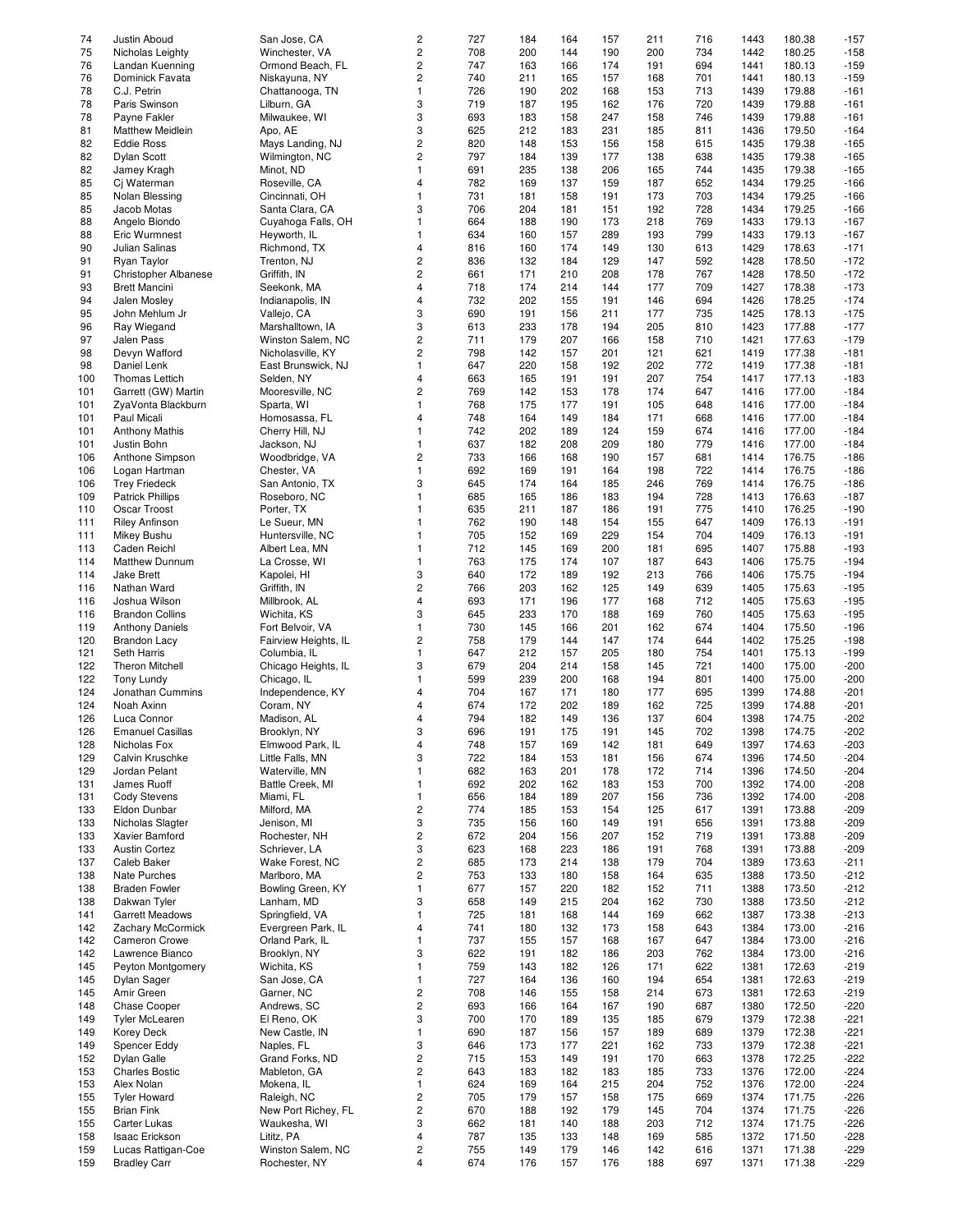| | | | | | | | | | | | | |
|---|---|---|---|---|---|---|---|---|---|---|---|---|
| 74 | Justin Aboud | San Jose, CA | 2 | 727 | 184 | 164 | 157 | 211 | 716 | 1443 | 180.38 | -157 |
| 75 | Nicholas Leighty | Winchester, VA | 2 | 708 | 200 | 144 | 190 | 200 | 734 | 1442 | 180.25 | -158 |
| 76 | Landan Kuenning | Ormond Beach, FL | 2 | 747 | 163 | 166 | 174 | 191 | 694 | 1441 | 180.13 | -159 |
| 76 | Dominick Favata | Niskayuna, NY | 2 | 740 | 211 | 165 | 157 | 168 | 701 | 1441 | 180.13 | -159 |
| 78 | C.J. Petrin | Chattanooga, TN | 1 | 726 | 190 | 202 | 168 | 153 | 713 | 1439 | 179.88 | -161 |
| 78 | Paris Swinson | Lilburn, GA | 3 | 719 | 187 | 195 | 162 | 176 | 720 | 1439 | 179.88 | -161 |
| 78 | Payne Fakler | Milwaukee, WI | 3 | 693 | 183 | 158 | 247 | 158 | 746 | 1439 | 179.88 | -161 |
| 81 | Matthew Meidlein | Apo, AE | 3 | 625 | 212 | 183 | 231 | 185 | 811 | 1436 | 179.50 | -164 |
| 82 | Eddie Ross | Mays Landing, NJ | 2 | 820 | 148 | 153 | 156 | 158 | 615 | 1435 | 179.38 | -165 |
| 82 | Dylan Scott | Wilmington, NC | 2 | 797 | 184 | 139 | 177 | 138 | 638 | 1435 | 179.38 | -165 |
| 82 | Jamey Kragh | Minot, ND | 1 | 691 | 235 | 138 | 206 | 165 | 744 | 1435 | 179.38 | -165 |
| 85 | Cj Waterman | Roseville, CA | 4 | 782 | 169 | 137 | 159 | 187 | 652 | 1434 | 179.25 | -166 |
| 85 | Nolan Blessing | Cincinnati, OH | 1 | 731 | 181 | 158 | 191 | 173 | 703 | 1434 | 179.25 | -166 |
| 85 | Jacob Motas | Santa Clara, CA | 3 | 706 | 204 | 181 | 151 | 192 | 728 | 1434 | 179.25 | -166 |
| 88 | Angelo Biondo | Cuyahoga Falls, OH | 1 | 664 | 188 | 190 | 173 | 218 | 769 | 1433 | 179.13 | -167 |
| 88 | Eric Wurmnest | Heyworth, IL | 1 | 634 | 160 | 157 | 289 | 193 | 799 | 1433 | 179.13 | -167 |
| 90 | Julian Salinas | Richmond, TX | 4 | 816 | 160 | 174 | 149 | 130 | 613 | 1429 | 178.63 | -171 |
| 91 | Ryan Taylor | Trenton, NJ | 2 | 836 | 132 | 184 | 129 | 147 | 592 | 1428 | 178.50 | -172 |
| 91 | Christopher Albanese | Griffith, IN | 2 | 661 | 171 | 210 | 208 | 178 | 767 | 1428 | 178.50 | -172 |
| 93 | Brett Mancini | Seekonk, MA | 4 | 718 | 174 | 214 | 144 | 177 | 709 | 1427 | 178.38 | -173 |
| 94 | Jalen Mosley | Indianapolis, IN | 4 | 732 | 202 | 155 | 191 | 146 | 694 | 1426 | 178.25 | -174 |
| 95 | John Mehlum Jr | Vallejo, CA | 3 | 690 | 191 | 156 | 211 | 177 | 735 | 1425 | 178.13 | -175 |
| 96 | Ray Wiegand | Marshalltown, IA | 3 | 613 | 233 | 178 | 194 | 205 | 810 | 1423 | 177.88 | -177 |
| 97 | Jalen Pass | Winston Salem, NC | 2 | 711 | 179 | 207 | 166 | 158 | 710 | 1421 | 177.63 | -179 |
| 98 | Devyn Wafford | Nicholasville, KY | 2 | 798 | 142 | 157 | 201 | 121 | 621 | 1419 | 177.38 | -181 |
| 98 | Daniel Lenk | East Brunswick, NJ | 1 | 647 | 220 | 158 | 192 | 202 | 772 | 1419 | 177.38 | -181 |
| 100 | Thomas Lettich | Selden, NY | 4 | 663 | 165 | 191 | 191 | 207 | 754 | 1417 | 177.13 | -183 |
| 101 | Garrett (GW) Martin | Mooresville, NC | 2 | 769 | 142 | 153 | 178 | 174 | 647 | 1416 | 177.00 | -184 |
| 101 | ZyaVonta Blackburn | Sparta, WI | 1 | 768 | 175 | 177 | 191 | 105 | 648 | 1416 | 177.00 | -184 |
| 101 | Paul Micali | Homosassa, FL | 4 | 748 | 164 | 149 | 184 | 171 | 668 | 1416 | 177.00 | -184 |
| 101 | Anthony Mathis | Cherry Hill, NJ | 1 | 742 | 202 | 189 | 124 | 159 | 674 | 1416 | 177.00 | -184 |
| 101 | Justin Bohn | Jackson, NJ | 1 | 637 | 182 | 208 | 209 | 180 | 779 | 1416 | 177.00 | -184 |
| 106 | Anthone Simpson | Woodbridge, VA | 2 | 733 | 166 | 168 | 190 | 157 | 681 | 1414 | 176.75 | -186 |
| 106 | Logan Hartman | Chester, VA | 1 | 692 | 169 | 191 | 164 | 198 | 722 | 1414 | 176.75 | -186 |
| 106 | Trey Friedeck | San Antonio, TX | 3 | 645 | 174 | 164 | 185 | 246 | 769 | 1414 | 176.75 | -186 |
| 109 | Patrick Phillips | Roseboro, NC | 1 | 685 | 165 | 186 | 183 | 194 | 728 | 1413 | 176.63 | -187 |
| 110 | Oscar Troost | Porter, TX | 1 | 635 | 211 | 187 | 186 | 191 | 775 | 1410 | 176.25 | -190 |
| 111 | Riley Anfinson | Le Sueur, MN | 1 | 762 | 190 | 148 | 154 | 155 | 647 | 1409 | 176.13 | -191 |
| 111 | Mikey Bushu | Huntersville, NC | 1 | 705 | 152 | 169 | 229 | 154 | 704 | 1409 | 176.13 | -191 |
| 113 | Caden Reichl | Albert Lea, MN | 1 | 712 | 145 | 169 | 200 | 181 | 695 | 1407 | 175.88 | -193 |
| 114 | Matthew Dunnum | La Crosse, WI | 1 | 763 | 175 | 174 | 107 | 187 | 643 | 1406 | 175.75 | -194 |
| 114 | Jake Brett | Kapolei, HI | 3 | 640 | 172 | 189 | 192 | 213 | 766 | 1406 | 175.75 | -194 |
| 116 | Nathan Ward | Griffith, IN | 2 | 766 | 203 | 162 | 125 | 149 | 639 | 1405 | 175.63 | -195 |
| 116 | Joshua Wilson | Millbrook, AL | 4 | 693 | 171 | 196 | 177 | 168 | 712 | 1405 | 175.63 | -195 |
| 116 | Brandon Collins | Wichita, KS | 3 | 645 | 233 | 170 | 188 | 169 | 760 | 1405 | 175.63 | -195 |
| 119 | Anthony Daniels | Fort Belvoir, VA | 1 | 730 | 145 | 166 | 201 | 162 | 674 | 1404 | 175.50 | -196 |
| 120 | Brandon Lacy | Fairview Heights, IL | 2 | 758 | 179 | 144 | 147 | 174 | 644 | 1402 | 175.25 | -198 |
| 121 | Seth Harris | Columbia, IL | 1 | 647 | 212 | 157 | 205 | 180 | 754 | 1401 | 175.13 | -199 |
| 122 | Theron Mitchell | Chicago Heights, IL | 3 | 679 | 204 | 214 | 158 | 145 | 721 | 1400 | 175.00 | -200 |
| 122 | Tony Lundy | Chicago, IL | 1 | 599 | 239 | 200 | 168 | 194 | 801 | 1400 | 175.00 | -200 |
| 124 | Jonathan Cummins | Independence, KY | 4 | 704 | 167 | 171 | 180 | 177 | 695 | 1399 | 174.88 | -201 |
| 124 | Noah Axinn | Coram, NY | 4 | 674 | 172 | 202 | 189 | 162 | 725 | 1399 | 174.88 | -201 |
| 126 | Luca Connor | Madison, AL | 4 | 794 | 182 | 149 | 136 | 137 | 604 | 1398 | 174.75 | -202 |
| 126 | Emanuel Casillas | Brooklyn, NY | 3 | 696 | 191 | 175 | 191 | 145 | 702 | 1398 | 174.75 | -202 |
| 128 | Nicholas Fox | Elmwood Park, IL | 4 | 748 | 157 | 169 | 142 | 181 | 649 | 1397 | 174.63 | -203 |
| 129 | Calvin Kruschke | Little Falls, MN | 3 | 722 | 184 | 153 | 181 | 156 | 674 | 1396 | 174.50 | -204 |
| 129 | Jordan Pelant | Waterville, MN | 1 | 682 | 163 | 201 | 178 | 172 | 714 | 1396 | 174.50 | -204 |
| 131 | James Ruoff | Battle Creek, MI | 1 | 692 | 202 | 162 | 183 | 153 | 700 | 1392 | 174.00 | -208 |
| 131 | Cody Stevens | Miami, FL | 1 | 656 | 184 | 189 | 207 | 156 | 736 | 1392 | 174.00 | -208 |
| 133 | Eldon Dunbar | Milford, MA | 2 | 774 | 185 | 153 | 154 | 125 | 617 | 1391 | 173.88 | -209 |
| 133 | Nicholas Slagter | Jenison, MI | 3 | 735 | 156 | 160 | 149 | 191 | 656 | 1391 | 173.88 | -209 |
| 133 | Xavier Bamford | Rochester, NH | 2 | 672 | 204 | 156 | 207 | 152 | 719 | 1391 | 173.88 | -209 |
| 133 | Austin Cortez | Schriever, LA | 3 | 623 | 168 | 223 | 186 | 191 | 768 | 1391 | 173.88 | -209 |
| 137 | Caleb Baker | Wake Forest, NC | 2 | 685 | 173 | 214 | 138 | 179 | 704 | 1389 | 173.63 | -211 |
| 138 | Nate Purches | Marlboro, MA | 2 | 753 | 133 | 180 | 158 | 164 | 635 | 1388 | 173.50 | -212 |
| 138 | Braden Fowler | Bowling Green, KY | 1 | 677 | 157 | 220 | 182 | 152 | 711 | 1388 | 173.50 | -212 |
| 138 | Dakwan Tyler | Lanham, MD | 3 | 658 | 149 | 215 | 204 | 162 | 730 | 1388 | 173.50 | -212 |
| 141 | Garrett Meadows | Springfield, VA | 1 | 725 | 181 | 168 | 144 | 169 | 662 | 1387 | 173.38 | -213 |
| 142 | Zachary McCormick | Evergreen Park, IL | 4 | 741 | 180 | 132 | 173 | 158 | 643 | 1384 | 173.00 | -216 |
| 142 | Cameron Crowe | Orland Park, IL | 1 | 737 | 155 | 157 | 168 | 167 | 647 | 1384 | 173.00 | -216 |
| 142 | Lawrence Bianco | Brooklyn, NY | 3 | 622 | 191 | 182 | 186 | 203 | 762 | 1384 | 173.00 | -216 |
| 145 | Peyton Montgomery | Wichita, KS | 1 | 759 | 143 | 182 | 126 | 171 | 622 | 1381 | 172.63 | -219 |
| 145 | Dylan Sager | San Jose, CA | 1 | 727 | 164 | 136 | 160 | 194 | 654 | 1381 | 172.63 | -219 |
| 145 | Amir Green | Garner, NC | 2 | 708 | 146 | 155 | 158 | 214 | 673 | 1381 | 172.63 | -219 |
| 148 | Chase Cooper | Andrews, SC | 2 | 693 | 166 | 164 | 167 | 190 | 687 | 1380 | 172.50 | -220 |
| 149 | Tyler McLearen | El Reno, OK | 3 | 700 | 170 | 189 | 135 | 185 | 679 | 1379 | 172.38 | -221 |
| 149 | Korey Deck | New Castle, IN | 1 | 690 | 187 | 156 | 157 | 189 | 689 | 1379 | 172.38 | -221 |
| 149 | Spencer Eddy | Naples, FL | 3 | 646 | 173 | 177 | 221 | 162 | 733 | 1379 | 172.38 | -221 |
| 152 | Dylan Galle | Grand Forks, ND | 2 | 715 | 153 | 149 | 191 | 170 | 663 | 1378 | 172.25 | -222 |
| 153 | Charles Bostic | Mableton, GA | 2 | 643 | 183 | 182 | 183 | 185 | 733 | 1376 | 172.00 | -224 |
| 153 | Alex Nolan | Mokena, IL | 1 | 624 | 169 | 164 | 215 | 204 | 752 | 1376 | 172.00 | -224 |
| 155 | Tyler Howard | Raleigh, NC | 2 | 705 | 179 | 157 | 158 | 175 | 669 | 1374 | 171.75 | -226 |
| 155 | Brian Fink | New Port Richey, FL | 2 | 670 | 188 | 192 | 179 | 145 | 704 | 1374 | 171.75 | -226 |
| 155 | Carter Lukas | Waukesha, WI | 3 | 662 | 181 | 140 | 188 | 203 | 712 | 1374 | 171.75 | -226 |
| 158 | Isaac Erickson | Lititz, PA | 4 | 787 | 135 | 133 | 148 | 169 | 585 | 1372 | 171.50 | -228 |
| 159 | Lucas Rattigan-Coe | Winston Salem, NC | 2 | 755 | 149 | 179 | 146 | 142 | 616 | 1371 | 171.38 | -229 |
| 159 | Bradley Carr | Rochester, NY | 4 | 674 | 176 | 157 | 176 | 188 | 697 | 1371 | 171.38 | -229 |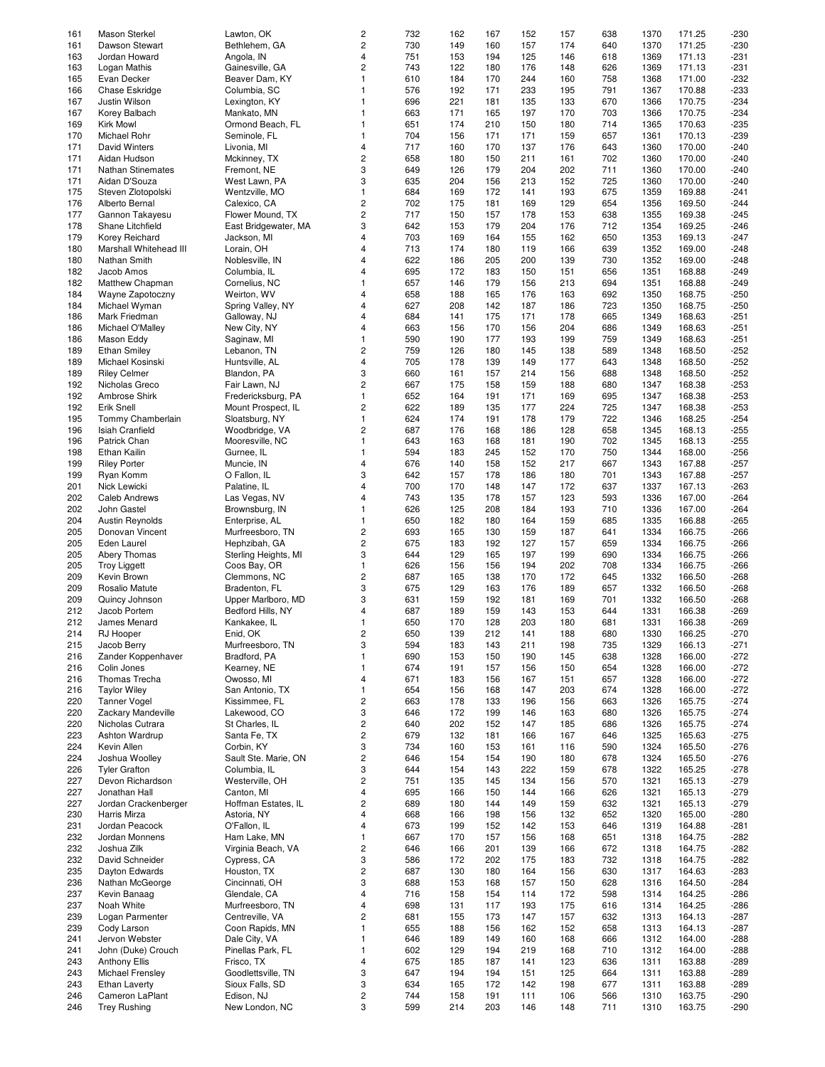| | | | | | | | | | | | | |
|---|---|---|---|---|---|---|---|---|---|---|---|---|
| 161 | Mason Sterkel | Lawton, OK | 2 | 732 | 162 | 167 | 152 | 157 | 638 | 1370 | 171.25 | -230 |
| 161 | Dawson Stewart | Bethlehem, GA | 2 | 730 | 149 | 160 | 157 | 174 | 640 | 1370 | 171.25 | -230 |
| 163 | Jordan Howard | Angola, IN | 4 | 751 | 153 | 194 | 125 | 146 | 618 | 1369 | 171.13 | -231 |
| 163 | Logan Mathis | Gainesville, GA | 2 | 743 | 122 | 180 | 176 | 148 | 626 | 1369 | 171.13 | -231 |
| 165 | Evan Decker | Beaver Dam, KY | 1 | 610 | 184 | 170 | 244 | 160 | 758 | 1368 | 171.00 | -232 |
| 166 | Chase Eskridge | Columbia, SC | 1 | 576 | 192 | 171 | 233 | 195 | 791 | 1367 | 170.88 | -233 |
| 167 | Justin Wilson | Lexington, KY | 1 | 696 | 221 | 181 | 135 | 133 | 670 | 1366 | 170.75 | -234 |
| 167 | Korey Balbach | Mankato, MN | 1 | 663 | 171 | 165 | 197 | 170 | 703 | 1366 | 170.75 | -234 |
| 169 | Kirk Mowl | Ormond Beach, FL | 1 | 651 | 174 | 210 | 150 | 180 | 714 | 1365 | 170.63 | -235 |
| 170 | Michael Rohr | Seminole, FL | 1 | 704 | 156 | 171 | 171 | 159 | 657 | 1361 | 170.13 | -239 |
| 171 | David Winters | Livonia, MI | 4 | 717 | 160 | 170 | 137 | 176 | 643 | 1360 | 170.00 | -240 |
| 171 | Aidan Hudson | Mckinney, TX | 2 | 658 | 180 | 150 | 211 | 161 | 702 | 1360 | 170.00 | -240 |
| 171 | Nathan Stinemates | Fremont, NE | 3 | 649 | 126 | 179 | 204 | 202 | 711 | 1360 | 170.00 | -240 |
| 171 | Aidan D'Souza | West Lawn, PA | 3 | 635 | 204 | 156 | 213 | 152 | 725 | 1360 | 170.00 | -240 |
| 175 | Steven Zlotopolski | Wentzville, MO | 1 | 684 | 169 | 172 | 141 | 193 | 675 | 1359 | 169.88 | -241 |
| 176 | Alberto Bernal | Calexico, CA | 2 | 702 | 175 | 181 | 169 | 129 | 654 | 1356 | 169.50 | -244 |
| 177 | Gannon Takayesu | Flower Mound, TX | 2 | 717 | 150 | 157 | 178 | 153 | 638 | 1355 | 169.38 | -245 |
| 178 | Shane Litchfield | East Bridgewater, MA | 3 | 642 | 153 | 179 | 204 | 176 | 712 | 1354 | 169.25 | -246 |
| 179 | Korey Reichard | Jackson, MI | 4 | 703 | 169 | 164 | 155 | 162 | 650 | 1353 | 169.13 | -247 |
| 180 | Marshall Whitehead III | Lorain, OH | 4 | 713 | 174 | 180 | 119 | 166 | 639 | 1352 | 169.00 | -248 |
| 180 | Nathan Smith | Noblesville, IN | 4 | 622 | 186 | 205 | 200 | 139 | 730 | 1352 | 169.00 | -248 |
| 182 | Jacob Amos | Columbia, IL | 4 | 695 | 172 | 183 | 150 | 151 | 656 | 1351 | 168.88 | -249 |
| 182 | Matthew Chapman | Cornelius, NC | 1 | 657 | 146 | 179 | 156 | 213 | 694 | 1351 | 168.88 | -249 |
| 184 | Wayne Zapotoczny | Weirton, WV | 4 | 658 | 188 | 165 | 176 | 163 | 692 | 1350 | 168.75 | -250 |
| 184 | Michael Wyman | Spring Valley, NY | 4 | 627 | 208 | 142 | 187 | 186 | 723 | 1350 | 168.75 | -250 |
| 186 | Mark Friedman | Galloway, NJ | 4 | 684 | 141 | 175 | 171 | 178 | 665 | 1349 | 168.63 | -251 |
| 186 | Michael O'Malley | New City, NY | 4 | 663 | 156 | 170 | 156 | 204 | 686 | 1349 | 168.63 | -251 |
| 186 | Mason Eddy | Saginaw, MI | 1 | 590 | 190 | 177 | 193 | 199 | 759 | 1349 | 168.63 | -251 |
| 189 | Ethan Smiley | Lebanon, TN | 2 | 759 | 126 | 180 | 145 | 138 | 589 | 1348 | 168.50 | -252 |
| 189 | Michael Kosinski | Huntsville, AL | 4 | 705 | 178 | 139 | 149 | 177 | 643 | 1348 | 168.50 | -252 |
| 189 | Riley Celmer | Blandon, PA | 3 | 660 | 161 | 157 | 214 | 156 | 688 | 1348 | 168.50 | -252 |
| 192 | Nicholas Greco | Fair Lawn, NJ | 2 | 667 | 175 | 158 | 159 | 188 | 680 | 1347 | 168.38 | -253 |
| 192 | Ambrose Shirk | Fredericksburg, PA | 1 | 652 | 164 | 191 | 171 | 169 | 695 | 1347 | 168.38 | -253 |
| 192 | Erik Snell | Mount Prospect, IL | 2 | 622 | 189 | 135 | 177 | 224 | 725 | 1347 | 168.38 | -253 |
| 195 | Tommy Chamberlain | Sloatsburg, NY | 1 | 624 | 174 | 191 | 178 | 179 | 722 | 1346 | 168.25 | -254 |
| 196 | Isiah Cranfield | Woodbridge, VA | 2 | 687 | 176 | 168 | 186 | 128 | 658 | 1345 | 168.13 | -255 |
| 196 | Patrick Chan | Mooresville, NC | 1 | 643 | 163 | 168 | 181 | 190 | 702 | 1345 | 168.13 | -255 |
| 198 | Ethan Kailin | Gurnee, IL | 1 | 594 | 183 | 245 | 152 | 170 | 750 | 1344 | 168.00 | -256 |
| 199 | Riley Porter | Muncie, IN | 4 | 676 | 140 | 158 | 152 | 217 | 667 | 1343 | 167.88 | -257 |
| 199 | Ryan Komm | O Fallon, IL | 3 | 642 | 157 | 178 | 186 | 180 | 701 | 1343 | 167.88 | -257 |
| 201 | Nick Lewicki | Palatine, IL | 4 | 700 | 170 | 148 | 147 | 172 | 637 | 1337 | 167.13 | -263 |
| 202 | Caleb Andrews | Las Vegas, NV | 4 | 743 | 135 | 178 | 157 | 123 | 593 | 1336 | 167.00 | -264 |
| 202 | John Gastel | Brownsburg, IN | 1 | 626 | 125 | 208 | 184 | 193 | 710 | 1336 | 167.00 | -264 |
| 204 | Austin Reynolds | Enterprise, AL | 1 | 650 | 182 | 180 | 164 | 159 | 685 | 1335 | 166.88 | -265 |
| 205 | Donovan Vincent | Murfreesboro, TN | 2 | 693 | 165 | 130 | 159 | 187 | 641 | 1334 | 166.75 | -266 |
| 205 | Eden Laurel | Hephzibah, GA | 2 | 675 | 183 | 192 | 127 | 157 | 659 | 1334 | 166.75 | -266 |
| 205 | Abery Thomas | Sterling Heights, MI | 3 | 644 | 129 | 165 | 197 | 199 | 690 | 1334 | 166.75 | -266 |
| 205 | Troy Liggett | Coos Bay, OR | 1 | 626 | 156 | 156 | 194 | 202 | 708 | 1334 | 166.75 | -266 |
| 209 | Kevin Brown | Clemmons, NC | 2 | 687 | 165 | 138 | 170 | 172 | 645 | 1332 | 166.50 | -268 |
| 209 | Rosalio Matute | Bradenton, FL | 3 | 675 | 129 | 163 | 176 | 189 | 657 | 1332 | 166.50 | -268 |
| 209 | Quincy Johnson | Upper Marlboro, MD | 3 | 631 | 159 | 192 | 181 | 169 | 701 | 1332 | 166.50 | -268 |
| 212 | Jacob Portem | Bedford Hills, NY | 4 | 687 | 189 | 159 | 143 | 153 | 644 | 1331 | 166.38 | -269 |
| 212 | James Menard | Kankakee, IL | 1 | 650 | 170 | 128 | 203 | 180 | 681 | 1331 | 166.38 | -269 |
| 214 | RJ Hooper | Enid, OK | 2 | 650 | 139 | 212 | 141 | 188 | 680 | 1330 | 166.25 | -270 |
| 215 | Jacob Berry | Murfreesboro, TN | 3 | 594 | 183 | 143 | 211 | 198 | 735 | 1329 | 166.13 | -271 |
| 216 | Zander Koppenhaver | Bradford, PA | 1 | 690 | 153 | 150 | 190 | 145 | 638 | 1328 | 166.00 | -272 |
| 216 | Colin Jones | Kearney, NE | 1 | 674 | 191 | 157 | 156 | 150 | 654 | 1328 | 166.00 | -272 |
| 216 | Thomas Trecha | Owosso, MI | 4 | 671 | 183 | 156 | 167 | 151 | 657 | 1328 | 166.00 | -272 |
| 216 | Taylor Wiley | San Antonio, TX | 1 | 654 | 156 | 168 | 147 | 203 | 674 | 1328 | 166.00 | -272 |
| 220 | Tanner Vogel | Kissimmee, FL | 2 | 663 | 178 | 133 | 196 | 156 | 663 | 1326 | 165.75 | -274 |
| 220 | Zackary Mandeville | Lakewood, CO | 3 | 646 | 172 | 199 | 146 | 163 | 680 | 1326 | 165.75 | -274 |
| 220 | Nicholas Cutrara | St Charles, IL | 2 | 640 | 202 | 152 | 147 | 185 | 686 | 1326 | 165.75 | -274 |
| 223 | Ashton Wardrup | Santa Fe, TX | 2 | 679 | 132 | 181 | 166 | 167 | 646 | 1325 | 165.63 | -275 |
| 224 | Kevin Allen | Corbin, KY | 3 | 734 | 160 | 153 | 161 | 116 | 590 | 1324 | 165.50 | -276 |
| 224 | Joshua Woolley | Sault Ste. Marie, ON | 2 | 646 | 154 | 154 | 190 | 180 | 678 | 1324 | 165.50 | -276 |
| 226 | Tyler Grafton | Columbia, IL | 3 | 644 | 154 | 143 | 222 | 159 | 678 | 1322 | 165.25 | -278 |
| 227 | Devon Richardson | Westerville, OH | 2 | 751 | 135 | 145 | 134 | 156 | 570 | 1321 | 165.13 | -279 |
| 227 | Jonathan Hall | Canton, MI | 4 | 695 | 166 | 150 | 144 | 166 | 626 | 1321 | 165.13 | -279 |
| 227 | Jordan Crackenberger | Hoffman Estates, IL | 2 | 689 | 180 | 144 | 149 | 159 | 632 | 1321 | 165.13 | -279 |
| 230 | Harris Mirza | Astoria, NY | 4 | 668 | 166 | 198 | 156 | 132 | 652 | 1320 | 165.00 | -280 |
| 231 | Jordan Peacock | O'Fallon, IL | 4 | 673 | 199 | 152 | 142 | 153 | 646 | 1319 | 164.88 | -281 |
| 232 | Jordan Monnens | Ham Lake, MN | 1 | 667 | 170 | 157 | 156 | 168 | 651 | 1318 | 164.75 | -282 |
| 232 | Joshua Zilk | Virginia Beach, VA | 2 | 646 | 166 | 201 | 139 | 166 | 672 | 1318 | 164.75 | -282 |
| 232 | David Schneider | Cypress, CA | 3 | 586 | 172 | 202 | 175 | 183 | 732 | 1318 | 164.75 | -282 |
| 235 | Dayton Edwards | Houston, TX | 2 | 687 | 130 | 180 | 164 | 156 | 630 | 1317 | 164.63 | -283 |
| 236 | Nathan McGeorge | Cincinnati, OH | 3 | 688 | 153 | 168 | 157 | 150 | 628 | 1316 | 164.50 | -284 |
| 237 | Kevin Banaag | Glendale, CA | 4 | 716 | 158 | 154 | 114 | 172 | 598 | 1314 | 164.25 | -286 |
| 237 | Noah White | Murfreesboro, TN | 4 | 698 | 131 | 117 | 193 | 175 | 616 | 1314 | 164.25 | -286 |
| 239 | Logan Parmenter | Centreville, VA | 2 | 681 | 155 | 173 | 147 | 157 | 632 | 1313 | 164.13 | -287 |
| 239 | Cody Larson | Coon Rapids, MN | 1 | 655 | 188 | 156 | 162 | 152 | 658 | 1313 | 164.13 | -287 |
| 241 | Jervon Webster | Dale City, VA | 1 | 646 | 189 | 149 | 160 | 168 | 666 | 1312 | 164.00 | -288 |
| 241 | John (Duke) Crouch | Pinellas Park, FL | 1 | 602 | 129 | 194 | 219 | 168 | 710 | 1312 | 164.00 | -288 |
| 243 | Anthony Ellis | Frisco, TX | 4 | 675 | 185 | 187 | 141 | 123 | 636 | 1311 | 163.88 | -289 |
| 243 | Michael Frensley | Goodlettsville, TN | 3 | 647 | 194 | 194 | 151 | 125 | 664 | 1311 | 163.88 | -289 |
| 243 | Ethan Laverty | Sioux Falls, SD | 3 | 634 | 165 | 172 | 142 | 198 | 677 | 1311 | 163.88 | -289 |
| 246 | Cameron LaPlant | Edison, NJ | 2 | 744 | 158 | 191 | 111 | 106 | 566 | 1310 | 163.75 | -290 |
| 246 | Trey Rushing | New London, NC | 3 | 599 | 214 | 203 | 146 | 148 | 711 | 1310 | 163.75 | -290 |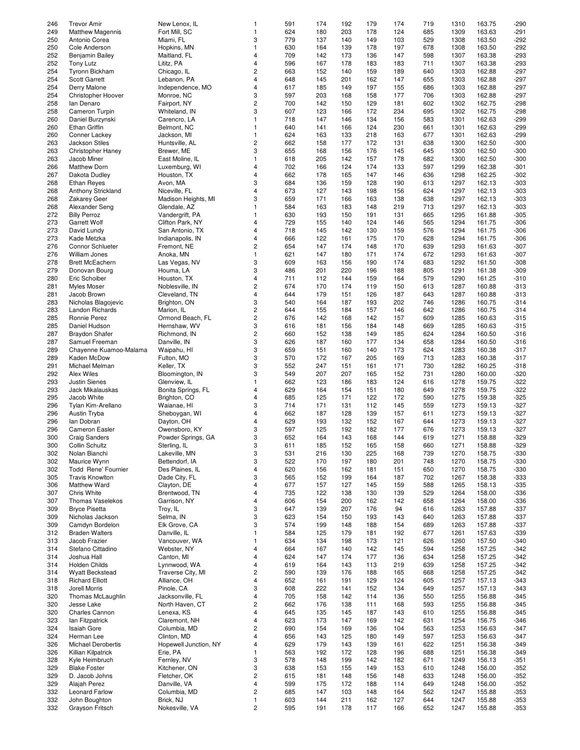| 246 | Trevor Amir | New Lenox, IL | 1 | 591 | 174 | 192 | 179 | 174 | 719 | 1310 | 163.75 | -290 |
|---|---|---|---|---|---|---|---|---|---|---|---|---|
| 249 | Matthew Magennis | Fort Mill, SC | 1 | 624 | 180 | 203 | 178 | 124 | 685 | 1309 | 163.63 | -291 |
| 250 | Antonio Corea | Miami, FL | 3 | 779 | 137 | 140 | 149 | 103 | 529 | 1308 | 163.50 | -292 |
| 250 | Cole Anderson | Hopkins, MN | 1 | 630 | 164 | 139 | 178 | 197 | 678 | 1308 | 163.50 | -292 |
| 252 | Benjamin Bailey | Maitland, FL | 4 | 709 | 142 | 173 | 136 | 147 | 598 | 1307 | 163.38 | -293 |
| 252 | Tony Lutz | Lititz, PA | 4 | 596 | 167 | 178 | 183 | 183 | 711 | 1307 | 163.38 | -293 |
| 254 | Tyronn Bickham | Chicago, IL | 2 | 663 | 152 | 140 | 159 | 189 | 640 | 1303 | 162.88 | -297 |
| 254 | Scott Garrett | Lebanon, PA | 4 | 648 | 145 | 201 | 162 | 147 | 655 | 1303 | 162.88 | -297 |
| 254 | Derry Malone | Independence, MO | 4 | 617 | 185 | 149 | 197 | 155 | 686 | 1303 | 162.88 | -297 |
| 254 | Christopher Hoover | Monroe, NC | 3 | 597 | 203 | 168 | 158 | 177 | 706 | 1303 | 162.88 | -297 |
| 258 | Ian Denaro | Fairport, NY | 2 | 700 | 142 | 150 | 129 | 181 | 602 | 1302 | 162.75 | -298 |
| 258 | Cameron Turpin | Whiteland, IN | 3 | 607 | 123 | 166 | 172 | 234 | 695 | 1302 | 162.75 | -298 |
| 260 | Daniel Burzynski | Carencro, LA | 1 | 718 | 147 | 146 | 134 | 156 | 583 | 1301 | 162.63 | -299 |
| 260 | Ethan Griffin | Belmont, NC | 1 | 640 | 141 | 166 | 124 | 230 | 661 | 1301 | 162.63 | -299 |
| 260 | Conner Lackey | Jackson, MI | 1 | 624 | 163 | 133 | 218 | 163 | 677 | 1301 | 162.63 | -299 |
| 263 | Jackson Stiles | Huntsville, AL | 2 | 662 | 158 | 177 | 172 | 131 | 638 | 1300 | 162.50 | -300 |
| 263 | Christopher Haney | Brewer, ME | 3 | 655 | 168 | 156 | 176 | 145 | 645 | 1300 | 162.50 | -300 |
| 263 | Jacob Miner | East Moline, IL | 1 | 618 | 205 | 142 | 157 | 178 | 682 | 1300 | 162.50 | -300 |
| 266 | Matthew Dorn | Luxemburg, WI | 4 | 702 | 166 | 124 | 174 | 133 | 597 | 1299 | 162.38 | -301 |
| 267 | Dakota Dudley | Houston, TX | 4 | 662 | 178 | 165 | 147 | 146 | 636 | 1298 | 162.25 | -302 |
| 268 | Ethan Reyes | Avon, MA | 3 | 684 | 136 | 159 | 128 | 190 | 613 | 1297 | 162.13 | -303 |
| 268 | Anthony Strickland | Niceville, FL | 4 | 673 | 127 | 143 | 198 | 156 | 624 | 1297 | 162.13 | -303 |
| 268 | Zakarey Geer | Madison Heights, MI | 3 | 659 | 171 | 166 | 163 | 138 | 638 | 1297 | 162.13 | -303 |
| 268 | Alexander Seng | Glendale, AZ | 1 | 584 | 163 | 183 | 148 | 219 | 713 | 1297 | 162.13 | -303 |
| 272 | Billy Perroz | Vandergrift, PA | 1 | 630 | 193 | 150 | 191 | 131 | 665 | 1295 | 161.88 | -305 |
| 273 | Garrett Wolf | Clifton Park, NY | 4 | 729 | 155 | 140 | 124 | 146 | 565 | 1294 | 161.75 | -306 |
| 273 | David Lundy | San Antonio, TX | 4 | 718 | 145 | 142 | 130 | 159 | 576 | 1294 | 161.75 | -306 |
| 273 | Kade Metzka | Indianapolis, IN | 4 | 666 | 122 | 161 | 175 | 170 | 628 | 1294 | 161.75 | -306 |
| 276 | Connor Schlueter | Fremont, NE | 2 | 654 | 147 | 174 | 148 | 170 | 639 | 1293 | 161.63 | -307 |
| 276 | William Jones | Anoka, MN | 1 | 621 | 147 | 180 | 171 | 174 | 672 | 1293 | 161.63 | -307 |
| 278 | Brett McEachern | Las Vegas, NV | 3 | 609 | 163 | 156 | 190 | 174 | 683 | 1292 | 161.50 | -308 |
| 279 | Donovan Bourg | Houma, LA | 3 | 486 | 201 | 220 | 196 | 188 | 805 | 1291 | 161.38 | -309 |
| 280 | Eric Schoiber | Houston, TX | 4 | 711 | 112 | 144 | 159 | 164 | 579 | 1290 | 161.25 | -310 |
| 281 | Myles Moser | Noblesville, IN | 2 | 674 | 170 | 174 | 119 | 150 | 613 | 1287 | 160.88 | -313 |
| 281 | Jacob Brown | Cleveland, TN | 4 | 644 | 179 | 151 | 126 | 187 | 643 | 1287 | 160.88 | -313 |
| 283 | Nicholas Blagojevic | Brighton, ON | 3 | 540 | 164 | 187 | 193 | 202 | 746 | 1286 | 160.75 | -314 |
| 283 | Landon Richards | Marion, IL | 2 | 644 | 155 | 184 | 157 | 146 | 642 | 1286 | 160.75 | -314 |
| 285 | Ronnie Perez | Ormond Beach, FL | 2 | 676 | 142 | 168 | 142 | 157 | 609 | 1285 | 160.63 | -315 |
| 285 | Daniel Hudson | Hernshaw, WV | 3 | 616 | 181 | 156 | 184 | 148 | 669 | 1285 | 160.63 | -315 |
| 287 | Braydon Shafer | Richmond, IN | 2 | 660 | 152 | 138 | 149 | 185 | 624 | 1284 | 160.50 | -316 |
| 287 | Samuel Freeman | Danville, IN | 3 | 626 | 187 | 160 | 177 | 134 | 658 | 1284 | 160.50 | -316 |
| 289 | Chayenne Kuamoo-Malama | Waipahu, HI | 3 | 659 | 151 | 160 | 140 | 173 | 624 | 1283 | 160.38 | -317 |
| 289 | Kaden McDow | Fulton, MO | 3 | 570 | 172 | 167 | 205 | 169 | 713 | 1283 | 160.38 | -317 |
| 291 | Michael Melman | Keller, TX | 3 | 552 | 247 | 151 | 161 | 171 | 730 | 1282 | 160.25 | -318 |
| 292 | Alex Wiles | Bloomington, IN | 3 | 549 | 207 | 207 | 165 | 152 | 731 | 1280 | 160.00 | -320 |
| 293 | Justin Sienes | Glenview, IL | 1 | 662 | 123 | 186 | 183 | 124 | 616 | 1278 | 159.75 | -322 |
| 293 | Jack Mikalauskas | Bonita Springs, FL | 4 | 629 | 164 | 154 | 151 | 180 | 649 | 1278 | 159.75 | -322 |
| 295 | Jacob White | Brighton, CO | 4 | 685 | 125 | 171 | 122 | 172 | 590 | 1275 | 159.38 | -325 |
| 296 | Tylan Kim-Arellano | Waianae, HI | 3 | 714 | 171 | 131 | 112 | 145 | 559 | 1273 | 159.13 | -327 |
| 296 | Austin Tryba | Sheboygan, WI | 4 | 662 | 187 | 128 | 139 | 157 | 611 | 1273 | 159.13 | -327 |
| 296 | Ian Dobran | Dayton, OH | 4 | 629 | 193 | 132 | 152 | 167 | 644 | 1273 | 159.13 | -327 |
| 296 | Cameron Easler | Owensboro, KY | 3 | 597 | 125 | 192 | 182 | 177 | 676 | 1273 | 159.13 | -327 |
| 300 | Craig Sanders | Powder Springs, GA | 3 | 652 | 164 | 143 | 168 | 144 | 619 | 1271 | 158.88 | -329 |
| 300 | Collin Schultz | Sterling, IL | 3 | 611 | 185 | 152 | 165 | 158 | 660 | 1271 | 158.88 | -329 |
| 302 | Nolan Bianchi | Lakeville, MN | 3 | 531 | 216 | 130 | 225 | 168 | 739 | 1270 | 158.75 | -330 |
| 302 | Maurice Wynn | Bettendorf, IA | 3 | 522 | 170 | 197 | 180 | 201 | 748 | 1270 | 158.75 | -330 |
| 302 | Todd Rene' Fournier | Des Plaines, IL | 4 | 620 | 156 | 162 | 181 | 151 | 650 | 1270 | 158.75 | -330 |
| 305 | Travis Knowlton | Dade City, FL | 3 | 565 | 152 | 199 | 164 | 187 | 702 | 1267 | 158.38 | -333 |
| 306 | Matthew Ward | Clayton, DE | 4 | 677 | 157 | 127 | 145 | 159 | 588 | 1265 | 158.13 | -335 |
| 307 | Chris White | Brentwood, TN | 4 | 735 | 122 | 138 | 130 | 139 | 529 | 1264 | 158.00 | -336 |
| 307 | Thomas Vaselekos | Garrison, NY | 4 | 606 | 154 | 200 | 162 | 142 | 658 | 1264 | 158.00 | -336 |
| 309 | Bryce Pisetta | Troy, IL | 3 | 647 | 139 | 207 | 176 | 94 | 616 | 1263 | 157.88 | -337 |
| 309 | Nicholas Jackson | Selma, IN | 3 | 623 | 154 | 150 | 193 | 143 | 640 | 1263 | 157.88 | -337 |
| 309 | Camdyn Bordelon | Elk Grove, CA | 3 | 574 | 199 | 148 | 188 | 154 | 689 | 1263 | 157.88 | -337 |
| 312 | Braden Walters | Danville, IL | 1 | 584 | 125 | 179 | 181 | 192 | 677 | 1261 | 157.63 | -339 |
| 313 | Jacob Frazier | Vancouver, WA | 1 | 634 | 134 | 198 | 173 | 121 | 626 | 1260 | 157.50 | -340 |
| 314 | Stefano Cittadino | Webster, NY | 4 | 664 | 167 | 140 | 142 | 145 | 594 | 1258 | 157.25 | -342 |
| 314 | Joshua Hall | Canton, MI | 4 | 624 | 147 | 174 | 177 | 136 | 634 | 1258 | 157.25 | -342 |
| 314 | Holden Childs | Lynnwood, WA | 4 | 619 | 164 | 143 | 113 | 219 | 639 | 1258 | 157.25 | -342 |
| 314 | Wyatt Beckstead | Traverse City, MI | 2 | 590 | 139 | 176 | 188 | 165 | 668 | 1258 | 157.25 | -342 |
| 318 | Richard Elliott | Alliance, OH | 4 | 652 | 161 | 191 | 129 | 124 | 605 | 1257 | 157.13 | -343 |
| 318 | Jorell Morris | Pinole, CA | 3 | 608 | 222 | 141 | 152 | 134 | 649 | 1257 | 157.13 | -343 |
| 320 | Thomas McLaughlin | Jacksonville, FL | 4 | 705 | 158 | 142 | 114 | 136 | 550 | 1255 | 156.88 | -345 |
| 320 | Jesse Lake | North Haven, CT | 2 | 662 | 176 | 138 | 111 | 168 | 593 | 1255 | 156.88 | -345 |
| 320 | Charles Cannon | Lenexa, KS | 4 | 645 | 135 | 145 | 187 | 143 | 610 | 1255 | 156.88 | -345 |
| 323 | Ian Fitzpatrick | Claremont, NH | 4 | 623 | 173 | 147 | 169 | 142 | 631 | 1254 | 156.75 | -346 |
| 324 | Isaiah Gore | Columbia, MD | 2 | 690 | 154 | 169 | 136 | 104 | 563 | 1253 | 156.63 | -347 |
| 324 | Herman Lee | Clinton, MD | 4 | 656 | 143 | 125 | 180 | 149 | 597 | 1253 | 156.63 | -347 |
| 326 | Michael Derobertis | Hopewell Junction, NY | 4 | 629 | 179 | 143 | 139 | 161 | 622 | 1251 | 156.38 | -349 |
| 326 | Killian Kilpatrick | Erie, PA | 1 | 563 | 192 | 172 | 128 | 196 | 688 | 1251 | 156.38 | -349 |
| 328 | Kyle Heimbruch | Fernley, NV | 3 | 578 | 148 | 199 | 142 | 182 | 671 | 1249 | 156.13 | -351 |
| 329 | Blake Foster | Kitchener, ON | 3 | 638 | 153 | 155 | 149 | 153 | 610 | 1248 | 156.00 | -352 |
| 329 | D. Jacob Johns | Fletcher, OK | 2 | 615 | 181 | 148 | 156 | 148 | 633 | 1248 | 156.00 | -352 |
| 329 | Alajah Perez | Danville, VA | 4 | 599 | 175 | 172 | 188 | 114 | 649 | 1248 | 156.00 | -352 |
| 332 | Leonard Farlow | Columbia, MD | 2 | 685 | 147 | 103 | 148 | 164 | 562 | 1247 | 155.88 | -353 |
| 332 | John Boughton | Brick, NJ | 1 | 603 | 144 | 211 | 162 | 127 | 644 | 1247 | 155.88 | -353 |
| 332 | Grayson Fritsch | Nokesville, VA | 2 | 595 | 191 | 178 | 117 | 166 | 652 | 1247 | 155.88 | -353 |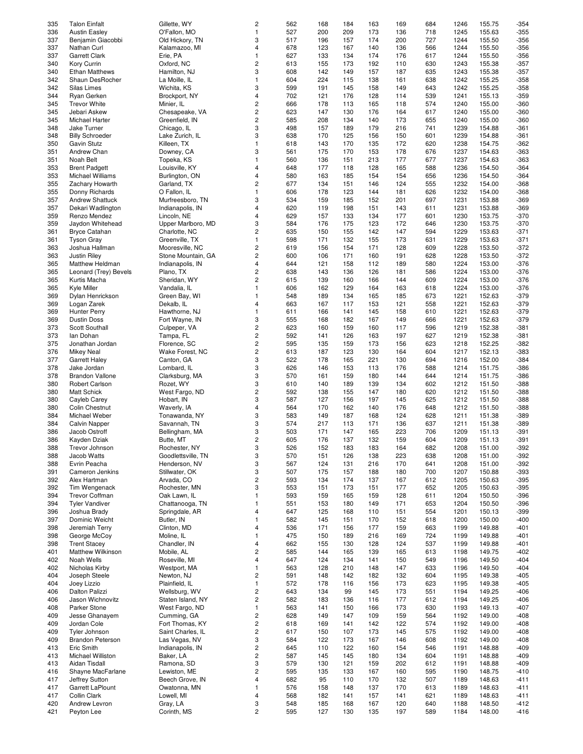| | | | | | | | | | | | | |
|---|---|---|---|---|---|---|---|---|---|---|---|---|
| 335 | Talon Einfalt | Gillette, WY | 2 | 562 | 168 | 184 | 163 | 169 | 684 | 1246 | 155.75 | -354 |
| 336 | Austin Easley | O'Fallon, MO | 1 | 527 | 200 | 209 | 173 | 136 | 718 | 1245 | 155.63 | -355 |
| 337 | Benjamin Giacobbi | Old Hickory, TN | 3 | 517 | 196 | 157 | 174 | 200 | 727 | 1244 | 155.50 | -356 |
| 337 | Nathan Curl | Kalamazoo, MI | 4 | 678 | 123 | 167 | 140 | 136 | 566 | 1244 | 155.50 | -356 |
| 337 | Garrett Clark | Erie, PA | 1 | 627 | 133 | 134 | 174 | 176 | 617 | 1244 | 155.50 | -356 |
| 340 | Kory Currin | Oxford, NC | 2 | 613 | 155 | 173 | 192 | 110 | 630 | 1243 | 155.38 | -357 |
| 340 | Ethan Matthews | Hamilton, NJ | 3 | 608 | 142 | 149 | 157 | 187 | 635 | 1243 | 155.38 | -357 |
| 342 | Shaun DesRocher | La Moille, IL | 1 | 604 | 224 | 115 | 138 | 161 | 638 | 1242 | 155.25 | -358 |
| 342 | Silas Limes | Wichita, KS | 3 | 599 | 191 | 145 | 158 | 149 | 643 | 1242 | 155.25 | -358 |
| 344 | Ryan Gerken | Brockport, NY | 4 | 702 | 121 | 176 | 128 | 114 | 539 | 1241 | 155.13 | -359 |
| 345 | Trevor White | Minier, IL | 2 | 666 | 178 | 113 | 165 | 118 | 574 | 1240 | 155.00 | -360 |
| 345 | Jebari Askew | Chesapeake, VA | 2 | 623 | 147 | 130 | 176 | 164 | 617 | 1240 | 155.00 | -360 |
| 345 | Michael Harter | Greenfield, IN | 2 | 585 | 208 | 134 | 140 | 173 | 655 | 1240 | 155.00 | -360 |
| 348 | Jake Turner | Chicago, IL | 3 | 498 | 157 | 189 | 179 | 216 | 741 | 1239 | 154.88 | -361 |
| 348 | Billy Schroeder | Lake Zurich, IL | 3 | 638 | 170 | 125 | 156 | 150 | 601 | 1239 | 154.88 | -361 |
| 350 | Gavin Stutz | Killeen, TX | 1 | 618 | 143 | 170 | 135 | 172 | 620 | 1238 | 154.75 | -362 |
| 351 | Andrew Chan | Downey, CA | 3 | 561 | 175 | 170 | 153 | 178 | 676 | 1237 | 154.63 | -363 |
| 351 | Noah Belt | Topeka, KS | 1 | 560 | 136 | 151 | 213 | 177 | 677 | 1237 | 154.63 | -363 |
| 353 | Brent Padgett | Louisville, KY | 4 | 648 | 177 | 118 | 128 | 165 | 588 | 1236 | 154.50 | -364 |
| 353 | Michael Williams | Burlington, ON | 4 | 580 | 163 | 185 | 154 | 154 | 656 | 1236 | 154.50 | -364 |
| 355 | Zachary Howarth | Garland, TX | 2 | 677 | 134 | 151 | 146 | 124 | 555 | 1232 | 154.00 | -368 |
| 355 | Donny Richards | O Fallon, IL | 1 | 606 | 178 | 123 | 144 | 181 | 626 | 1232 | 154.00 | -368 |
| 357 | Andrew Shattuck | Murfreesboro, TN | 3 | 534 | 159 | 185 | 152 | 201 | 697 | 1231 | 153.88 | -369 |
| 357 | Dekari Wadlington | Indianapolis, IN | 4 | 620 | 119 | 198 | 151 | 143 | 611 | 1231 | 153.88 | -369 |
| 359 | Renzo Mendez | Lincoln, NE | 4 | 629 | 157 | 133 | 134 | 177 | 601 | 1230 | 153.75 | -370 |
| 359 | Jaydon Whitehead | Upper Marlboro, MD | 3 | 584 | 176 | 175 | 123 | 172 | 646 | 1230 | 153.75 | -370 |
| 361 | Bryce Catahan | Charlotte, NC | 2 | 635 | 150 | 155 | 142 | 147 | 594 | 1229 | 153.63 | -371 |
| 361 | Tyson Gray | Greenville, TX | 1 | 598 | 171 | 132 | 155 | 173 | 631 | 1229 | 153.63 | -371 |
| 363 | Joshua Hallman | Mooresville, NC | 2 | 619 | 156 | 154 | 171 | 128 | 609 | 1228 | 153.50 | -372 |
| 363 | Justin Riley | Stone Mountain, GA | 2 | 600 | 106 | 171 | 160 | 191 | 628 | 1228 | 153.50 | -372 |
| 365 | Matthew Heldman | Indianapolis, IN | 4 | 644 | 121 | 158 | 112 | 189 | 580 | 1224 | 153.00 | -376 |
| 365 | Leonard (Trey) Bevels | Plano, TX | 2 | 638 | 143 | 136 | 126 | 181 | 586 | 1224 | 153.00 | -376 |
| 365 | Kurtis Macha | Sheridan, WY | 2 | 615 | 139 | 160 | 166 | 144 | 609 | 1224 | 153.00 | -376 |
| 365 | Kyle Miller | Vandalia, IL | 1 | 606 | 162 | 129 | 164 | 163 | 618 | 1224 | 153.00 | -376 |
| 369 | Dylan Henrickson | Green Bay, WI | 1 | 548 | 189 | 134 | 165 | 185 | 673 | 1221 | 152.63 | -379 |
| 369 | Logan Zarek | Dekalb, IL | 4 | 663 | 167 | 117 | 153 | 121 | 558 | 1221 | 152.63 | -379 |
| 369 | Hunter Perry | Hawthorne, NJ | 1 | 611 | 166 | 141 | 145 | 158 | 610 | 1221 | 152.63 | -379 |
| 369 | Dustin Doss | Fort Wayne, IN | 3 | 555 | 168 | 182 | 167 | 149 | 666 | 1221 | 152.63 | -379 |
| 373 | Scott Southall | Culpeper, VA | 2 | 623 | 160 | 159 | 160 | 117 | 596 | 1219 | 152.38 | -381 |
| 373 | Ian Dohan | Tampa, FL | 2 | 592 | 141 | 126 | 163 | 197 | 627 | 1219 | 152.38 | -381 |
| 375 | Jonathan Jordan | Florence, SC | 2 | 595 | 135 | 159 | 173 | 156 | 623 | 1218 | 152.25 | -382 |
| 376 | Mikey Neal | Wake Forest, NC | 2 | 613 | 187 | 123 | 130 | 164 | 604 | 1217 | 152.13 | -383 |
| 377 | Garrett Haley | Canton, GA | 3 | 522 | 178 | 165 | 221 | 130 | 694 | 1216 | 152.00 | -384 |
| 378 | Jake Jordan | Lombard, IL | 3 | 626 | 146 | 153 | 113 | 176 | 588 | 1214 | 151.75 | -386 |
| 378 | Brandon Vallone | Clarksburg, MA | 3 | 570 | 161 | 159 | 180 | 144 | 644 | 1214 | 151.75 | -386 |
| 380 | Robert Carlson | Rozet, WY | 3 | 610 | 140 | 189 | 139 | 134 | 602 | 1212 | 151.50 | -388 |
| 380 | Matt Schick | West Fargo, ND | 2 | 592 | 138 | 155 | 147 | 180 | 620 | 1212 | 151.50 | -388 |
| 380 | Cayleb Carey | Hobart, IN | 3 | 587 | 127 | 156 | 197 | 145 | 625 | 1212 | 151.50 | -388 |
| 380 | Colin Chestnut | Waverly, IA | 4 | 564 | 170 | 162 | 140 | 176 | 648 | 1212 | 151.50 | -388 |
| 384 | Michael Weber | Tonawanda, NY | 3 | 583 | 149 | 187 | 168 | 124 | 628 | 1211 | 151.38 | -389 |
| 384 | Calvin Napper | Savannah, TN | 3 | 574 | 217 | 113 | 171 | 136 | 637 | 1211 | 151.38 | -389 |
| 386 | Jacob Ostroff | Bellingham, MA | 3 | 503 | 171 | 147 | 165 | 223 | 706 | 1209 | 151.13 | -391 |
| 386 | Kayden Dziak | Butte, MT | 2 | 605 | 176 | 137 | 132 | 159 | 604 | 1209 | 151.13 | -391 |
| 388 | Trevor Johnson | Rochester, NY | 3 | 526 | 152 | 183 | 183 | 164 | 682 | 1208 | 151.00 | -392 |
| 388 | Jacob Watts | Goodlettsville, TN | 3 | 570 | 151 | 126 | 138 | 223 | 638 | 1208 | 151.00 | -392 |
| 388 | Evrin Peacha | Henderson, NV | 3 | 567 | 124 | 131 | 216 | 170 | 641 | 1208 | 151.00 | -392 |
| 391 | Cameron Jenkins | Stillwater, OK | 3 | 507 | 175 | 157 | 188 | 180 | 700 | 1207 | 150.88 | -393 |
| 392 | Alex Hartman | Arvada, CO | 2 | 593 | 134 | 174 | 137 | 167 | 612 | 1205 | 150.63 | -395 |
| 392 | Tim Wengenack | Rochester, MN | 3 | 553 | 151 | 173 | 151 | 177 | 652 | 1205 | 150.63 | -395 |
| 394 | Trevor Coffman | Oak Lawn, IL | 1 | 593 | 159 | 165 | 159 | 128 | 611 | 1204 | 150.50 | -396 |
| 394 | Tyler Vandiver | Chattanooga, TN | 1 | 551 | 153 | 180 | 149 | 171 | 653 | 1204 | 150.50 | -396 |
| 396 | Joshua Brady | Springdale, AR | 4 | 647 | 125 | 168 | 110 | 151 | 554 | 1201 | 150.13 | -399 |
| 397 | Dominic Weicht | Butler, IN | 1 | 582 | 145 | 151 | 170 | 152 | 618 | 1200 | 150.00 | -400 |
| 398 | Jeremiah Terry | Clinton, MD | 4 | 536 | 171 | 156 | 177 | 159 | 663 | 1199 | 149.88 | -401 |
| 398 | George McCoy | Moline, IL | 1 | 475 | 150 | 189 | 216 | 169 | 724 | 1199 | 149.88 | -401 |
| 398 | Trent Stacey | Chandler, IN | 4 | 662 | 155 | 130 | 128 | 124 | 537 | 1199 | 149.88 | -401 |
| 401 | Matthew Wilkinson | Mobile, AL | 2 | 585 | 144 | 165 | 139 | 165 | 613 | 1198 | 149.75 | -402 |
| 402 | Noah Wells | Roseville, MI | 4 | 647 | 124 | 134 | 141 | 150 | 549 | 1196 | 149.50 | -404 |
| 402 | Nicholas Kirby | Westport, MA | 1 | 563 | 128 | 210 | 148 | 147 | 633 | 1196 | 149.50 | -404 |
| 404 | Joseph Steele | Newton, NJ | 2 | 591 | 148 | 142 | 182 | 132 | 604 | 1195 | 149.38 | -405 |
| 404 | Joey Lizzio | Plainfield, IL | 1 | 572 | 178 | 116 | 156 | 173 | 623 | 1195 | 149.38 | -405 |
| 406 | Dalton Palizzi | Wellsburg, WV | 2 | 643 | 134 | 99 | 145 | 173 | 551 | 1194 | 149.25 | -406 |
| 406 | Jason Wichnovitz | Staten Island, NY | 2 | 582 | 183 | 136 | 116 | 177 | 612 | 1194 | 149.25 | -406 |
| 408 | Parker Stone | West Fargo, ND | 1 | 563 | 141 | 150 | 166 | 173 | 630 | 1193 | 149.13 | -407 |
| 409 | Jesse Ghanayem | Cumming, GA | 2 | 628 | 149 | 147 | 109 | 159 | 564 | 1192 | 149.00 | -408 |
| 409 | Jordan Cole | Fort Thomas, KY | 2 | 618 | 169 | 141 | 142 | 122 | 574 | 1192 | 149.00 | -408 |
| 409 | Tyler Johnson | Saint Charles, IL | 2 | 617 | 150 | 107 | 173 | 145 | 575 | 1192 | 149.00 | -408 |
| 409 | Brandon Peterson | Las Vegas, NV | 3 | 584 | 122 | 173 | 167 | 146 | 608 | 1192 | 149.00 | -408 |
| 413 | Eric Smith | Indianapolis, IN | 2 | 645 | 110 | 122 | 160 | 154 | 546 | 1191 | 148.88 | -409 |
| 413 | Michael Williston | Baker, LA | 2 | 587 | 145 | 145 | 180 | 134 | 604 | 1191 | 148.88 | -409 |
| 413 | Aidan Tisdall | Ramona, SD | 3 | 579 | 130 | 121 | 159 | 202 | 612 | 1191 | 148.88 | -409 |
| 416 | Shayne MacFarlane | Lewiston, ME | 2 | 595 | 135 | 133 | 167 | 160 | 595 | 1190 | 148.75 | -410 |
| 417 | Jeffrey Sutton | Beech Grove, IN | 4 | 682 | 95 | 110 | 170 | 132 | 507 | 1189 | 148.63 | -411 |
| 417 | Garrett LaPlount | Owatonna, MN | 1 | 576 | 158 | 148 | 137 | 170 | 613 | 1189 | 148.63 | -411 |
| 417 | Collin Clark | Lowell, MI | 4 | 568 | 182 | 141 | 157 | 141 | 621 | 1189 | 148.63 | -411 |
| 420 | Andrew Levron | Gray, LA | 3 | 548 | 185 | 168 | 167 | 120 | 640 | 1188 | 148.50 | -412 |
| 421 | Peyton Lee | Corinth, MS | 2 | 595 | 127 | 130 | 135 | 197 | 589 | 1184 | 148.00 | -416 |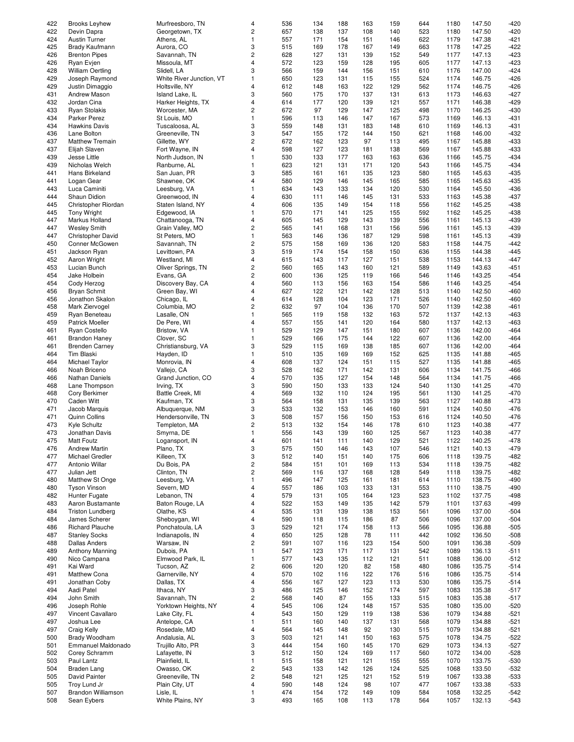| | | | | | | | | | | | | |
|---|---|---|---|---|---|---|---|---|---|---|---|---|
| 422 | Brooks Leyhew | Murfreesboro, TN | 4 | 536 | 134 | 188 | 163 | 159 | 644 | 1180 | 147.50 | -420 |
| 422 | Devin Dapra | Georgetown, TX | 2 | 657 | 138 | 137 | 108 | 140 | 523 | 1180 | 147.50 | -420 |
| 424 | Austin Turner | Athens, AL | 1 | 557 | 171 | 154 | 151 | 146 | 622 | 1179 | 147.38 | -421 |
| 425 | Brady Kaufmann | Aurora, CO | 3 | 515 | 169 | 178 | 167 | 149 | 663 | 1178 | 147.25 | -422 |
| 426 | Brenton Pipes | Savannah, TN | 2 | 628 | 127 | 131 | 139 | 152 | 549 | 1177 | 147.13 | -423 |
| 426 | Ryan Evjen | Missoula, MT | 4 | 572 | 123 | 159 | 128 | 195 | 605 | 1177 | 147.13 | -423 |
| 428 | William Oertling | Slidell, LA | 3 | 566 | 159 | 144 | 156 | 151 | 610 | 1176 | 147.00 | -424 |
| 429 | Joseph Raymond | White River Junction, VT | 1 | 650 | 123 | 131 | 115 | 155 | 524 | 1174 | 146.75 | -426 |
| 429 | Justin Dimaggio | Holtsville, NY | 4 | 612 | 148 | 163 | 122 | 129 | 562 | 1174 | 146.75 | -426 |
| 431 | Andrew Mason | Island Lake, IL | 3 | 560 | 175 | 170 | 137 | 131 | 613 | 1173 | 146.63 | -427 |
| 432 | Jordan Cina | Harker Heights, TX | 4 | 614 | 177 | 120 | 139 | 121 | 557 | 1171 | 146.38 | -429 |
| 433 | Ryan Stolakis | Worcester, MA | 2 | 672 | 97 | 129 | 147 | 125 | 498 | 1170 | 146.25 | -430 |
| 434 | Parker Perez | St Louis, MO | 1 | 596 | 113 | 146 | 147 | 167 | 573 | 1169 | 146.13 | -431 |
| 434 | Hawkins Davis | Tuscaloosa, AL | 3 | 559 | 148 | 131 | 183 | 148 | 610 | 1169 | 146.13 | -431 |
| 436 | Lane Bolton | Greeneville, TN | 3 | 547 | 155 | 172 | 144 | 150 | 621 | 1168 | 146.00 | -432 |
| 437 | Matthew Tremain | Gillette, WY | 2 | 672 | 162 | 123 | 97 | 113 | 495 | 1167 | 145.88 | -433 |
| 437 | Elijah Slaven | Fort Wayne, IN | 4 | 598 | 127 | 123 | 181 | 138 | 569 | 1167 | 145.88 | -433 |
| 439 | Jesse Little | North Judson, IN | 1 | 530 | 133 | 177 | 163 | 163 | 636 | 1166 | 145.75 | -434 |
| 439 | Nicholas Welch | Ranburne, AL | 1 | 623 | 121 | 131 | 171 | 120 | 543 | 1166 | 145.75 | -434 |
| 441 | Hans Birkeland | San Juan, PR | 3 | 585 | 161 | 161 | 135 | 123 | 580 | 1165 | 145.63 | -435 |
| 441 | Logan Gear | Shawnee, OK | 4 | 580 | 129 | 146 | 145 | 165 | 585 | 1165 | 145.63 | -435 |
| 443 | Luca Caminiti | Leesburg, VA | 1 | 634 | 143 | 133 | 134 | 120 | 530 | 1164 | 145.50 | -436 |
| 444 | Shaun Didion | Greenwood, IN | 4 | 630 | 111 | 146 | 145 | 131 | 533 | 1163 | 145.38 | -437 |
| 445 | Christopher Riordan | Staten Island, NY | 4 | 606 | 135 | 149 | 154 | 118 | 556 | 1162 | 145.25 | -438 |
| 445 | Tony Wright | Edgewood, IA | 1 | 570 | 171 | 141 | 125 | 155 | 592 | 1162 | 145.25 | -438 |
| 447 | Markus Holland | Chattanooga, TN | 4 | 605 | 145 | 129 | 143 | 139 | 556 | 1161 | 145.13 | -439 |
| 447 | Wesley Smith | Grain Valley, MO | 2 | 565 | 141 | 168 | 131 | 156 | 596 | 1161 | 145.13 | -439 |
| 447 | Christopher David | St Peters, MO | 1 | 563 | 146 | 136 | 187 | 129 | 598 | 1161 | 145.13 | -439 |
| 450 | Conner McGowen | Savannah, TN | 2 | 575 | 158 | 169 | 136 | 120 | 583 | 1158 | 144.75 | -442 |
| 451 | Jackson Ryan | Levittown, PA | 3 | 519 | 174 | 154 | 158 | 150 | 636 | 1155 | 144.38 | -445 |
| 452 | Aaron Wright | Westland, MI | 4 | 615 | 143 | 117 | 127 | 151 | 538 | 1153 | 144.13 | -447 |
| 453 | Lucian Bunch | Oliver Springs, TN | 2 | 560 | 165 | 143 | 160 | 121 | 589 | 1149 | 143.63 | -451 |
| 454 | Jake Holbein | Evans, GA | 2 | 600 | 136 | 125 | 119 | 166 | 546 | 1146 | 143.25 | -454 |
| 454 | Cody Herzog | Discovery Bay, CA | 4 | 560 | 113 | 156 | 163 | 154 | 586 | 1146 | 143.25 | -454 |
| 456 | Bryan Schmit | Green Bay, WI | 4 | 627 | 122 | 121 | 142 | 128 | 513 | 1140 | 142.50 | -460 |
| 456 | Jonathon Skalon | Chicago, IL | 4 | 614 | 128 | 104 | 123 | 171 | 526 | 1140 | 142.50 | -460 |
| 458 | Mark Ziervogel | Columbia, MO | 2 | 632 | 97 | 104 | 136 | 170 | 507 | 1139 | 142.38 | -461 |
| 459 | Ryan Beneteau | Lasalle, ON | 1 | 565 | 119 | 158 | 132 | 163 | 572 | 1137 | 142.13 | -463 |
| 459 | Patrick Moeller | De Pere, WI | 4 | 557 | 155 | 141 | 120 | 164 | 580 | 1137 | 142.13 | -463 |
| 461 | Ryan Costello | Bristow, VA | 1 | 529 | 129 | 147 | 151 | 180 | 607 | 1136 | 142.00 | -464 |
| 461 | Brandon Haney | Clover, SC | 1 | 529 | 166 | 175 | 144 | 122 | 607 | 1136 | 142.00 | -464 |
| 461 | Brenden Carney | Christiansburg, VA | 3 | 529 | 115 | 169 | 138 | 185 | 607 | 1136 | 142.00 | -464 |
| 464 | Tim Blaski | Hayden, ID | 1 | 510 | 135 | 169 | 169 | 152 | 625 | 1135 | 141.88 | -465 |
| 464 | Michael Taylor | Monrovia, IN | 4 | 608 | 137 | 124 | 151 | 115 | 527 | 1135 | 141.88 | -465 |
| 466 | Noah Briceno | Vallejo, CA | 3 | 528 | 162 | 171 | 142 | 131 | 606 | 1134 | 141.75 | -466 |
| 466 | Nathan Daniels | Grand Junction, CO | 4 | 570 | 135 | 127 | 154 | 148 | 564 | 1134 | 141.75 | -466 |
| 468 | Lane Thompson | Irving, TX | 3 | 590 | 150 | 133 | 133 | 124 | 540 | 1130 | 141.25 | -470 |
| 468 | Cory Berkimer | Battle Creek, MI | 4 | 569 | 132 | 110 | 124 | 195 | 561 | 1130 | 141.25 | -470 |
| 470 | Caden Witt | Kaufman, TX | 3 | 564 | 158 | 131 | 135 | 139 | 563 | 1127 | 140.88 | -473 |
| 471 | Jacob Marquis | Albuquerque, NM | 3 | 533 | 132 | 153 | 146 | 160 | 591 | 1124 | 140.50 | -476 |
| 471 | Quinn Collins | Hendersonville, TN | 3 | 508 | 157 | 156 | 150 | 153 | 616 | 1124 | 140.50 | -476 |
| 473 | Kyle Schultz | Templeton, MA | 2 | 513 | 132 | 154 | 146 | 178 | 610 | 1123 | 140.38 | -477 |
| 473 | Jonathan Davis | Smyrna, DE | 1 | 556 | 143 | 139 | 160 | 125 | 567 | 1123 | 140.38 | -477 |
| 475 | Matt Foutz | Logansport, IN | 4 | 601 | 141 | 111 | 140 | 129 | 521 | 1122 | 140.25 | -478 |
| 476 | Andrew Martin | Plano, TX | 3 | 575 | 150 | 146 | 143 | 107 | 546 | 1121 | 140.13 | -479 |
| 477 | Michael Gredler | Killeen, TX | 3 | 512 | 140 | 151 | 140 | 175 | 606 | 1118 | 139.75 | -482 |
| 477 | Antonio Willar | Du Bois, PA | 2 | 584 | 151 | 101 | 169 | 113 | 534 | 1118 | 139.75 | -482 |
| 477 | Julian Jett | Clinton, TN | 2 | 569 | 116 | 137 | 168 | 128 | 549 | 1118 | 139.75 | -482 |
| 480 | Matthew St Onge | Leesburg, VA | 1 | 496 | 147 | 125 | 161 | 181 | 614 | 1110 | 138.75 | -490 |
| 480 | Tyson Vinson | Severn, MD | 4 | 557 | 186 | 103 | 133 | 131 | 553 | 1110 | 138.75 | -490 |
| 482 | Hunter Fugate | Lebanon, TN | 4 | 579 | 131 | 105 | 164 | 123 | 523 | 1102 | 137.75 | -498 |
| 483 | Aaron Bustamante | Baton Rouge, LA | 4 | 522 | 153 | 149 | 135 | 142 | 579 | 1101 | 137.63 | -499 |
| 484 | Triston Lundberg | Olathe, KS | 4 | 535 | 131 | 139 | 138 | 153 | 561 | 1096 | 137.00 | -504 |
| 484 | James Scherer | Sheboygan, WI | 4 | 590 | 118 | 115 | 186 | 87 | 506 | 1096 | 137.00 | -504 |
| 486 | Richard Plauche | Ponchatoula, LA | 3 | 529 | 121 | 174 | 158 | 113 | 566 | 1095 | 136.88 | -505 |
| 487 | Stanley Socks | Indianapolis, IN | 4 | 650 | 125 | 128 | 78 | 111 | 442 | 1092 | 136.50 | -508 |
| 488 | Dallas Anders | Warsaw, IN | 2 | 591 | 107 | 116 | 123 | 154 | 500 | 1091 | 136.38 | -509 |
| 489 | Anthony Manning | Dubois, PA | 1 | 547 | 123 | 171 | 117 | 131 | 542 | 1089 | 136.13 | -511 |
| 490 | Nico Campana | Elmwood Park, IL | 1 | 577 | 143 | 135 | 112 | 121 | 511 | 1088 | 136.00 | -512 |
| 491 | Kai Ward | Tucson, AZ | 2 | 606 | 120 | 120 | 82 | 158 | 480 | 1086 | 135.75 | -514 |
| 491 | Matthew Cona | Garnerville, NY | 4 | 570 | 102 | 116 | 122 | 176 | 516 | 1086 | 135.75 | -514 |
| 491 | Jonathan Coby | Dallas, TX | 4 | 556 | 167 | 127 | 123 | 113 | 530 | 1086 | 135.75 | -514 |
| 494 | Aadi Patel | Ithaca, NY | 3 | 486 | 125 | 146 | 152 | 174 | 597 | 1083 | 135.38 | -517 |
| 494 | John Smith | Savannah, TN | 2 | 568 | 140 | 87 | 155 | 133 | 515 | 1083 | 135.38 | -517 |
| 496 | Joseph Rohle | Yorktown Heights, NY | 4 | 545 | 106 | 124 | 148 | 157 | 535 | 1080 | 135.00 | -520 |
| 497 | Vincent Cavallaro | Lake City, FL | 4 | 543 | 150 | 129 | 119 | 138 | 536 | 1079 | 134.88 | -521 |
| 497 | Joshua Lee | Antelope, CA | 1 | 511 | 160 | 140 | 137 | 131 | 568 | 1079 | 134.88 | -521 |
| 497 | Craig Kelly | Rosedale, MD | 4 | 564 | 145 | 148 | 92 | 130 | 515 | 1079 | 134.88 | -521 |
| 500 | Brady Woodham | Andalusia, AL | 3 | 503 | 121 | 141 | 150 | 163 | 575 | 1078 | 134.75 | -522 |
| 501 | Emmanuel Maldonado | Trujillo Alto, PR | 3 | 444 | 154 | 160 | 145 | 170 | 629 | 1073 | 134.13 | -527 |
| 502 | Corey Schramm | Lafayette, IN | 3 | 512 | 150 | 124 | 169 | 117 | 560 | 1072 | 134.00 | -528 |
| 503 | Paul Lantz | Plainfield, IL | 1 | 515 | 158 | 121 | 121 | 155 | 555 | 1070 | 133.75 | -530 |
| 504 | Braden Lang | Owasso, OK | 2 | 543 | 133 | 142 | 126 | 124 | 525 | 1068 | 133.50 | -532 |
| 505 | David Painter | Greeneville, TN | 2 | 548 | 121 | 125 | 121 | 152 | 519 | 1067 | 133.38 | -533 |
| 505 | Troy Lund Jr | Plain City, UT | 4 | 590 | 148 | 124 | 98 | 107 | 477 | 1067 | 133.38 | -533 |
| 507 | Brandon Williamson | Lisle, IL | 1 | 474 | 154 | 172 | 149 | 109 | 584 | 1058 | 132.25 | -542 |
| 508 | Sean Eybers | White Plains, NY | 3 | 493 | 165 | 108 | 113 | 178 | 564 | 1057 | 132.13 | -543 |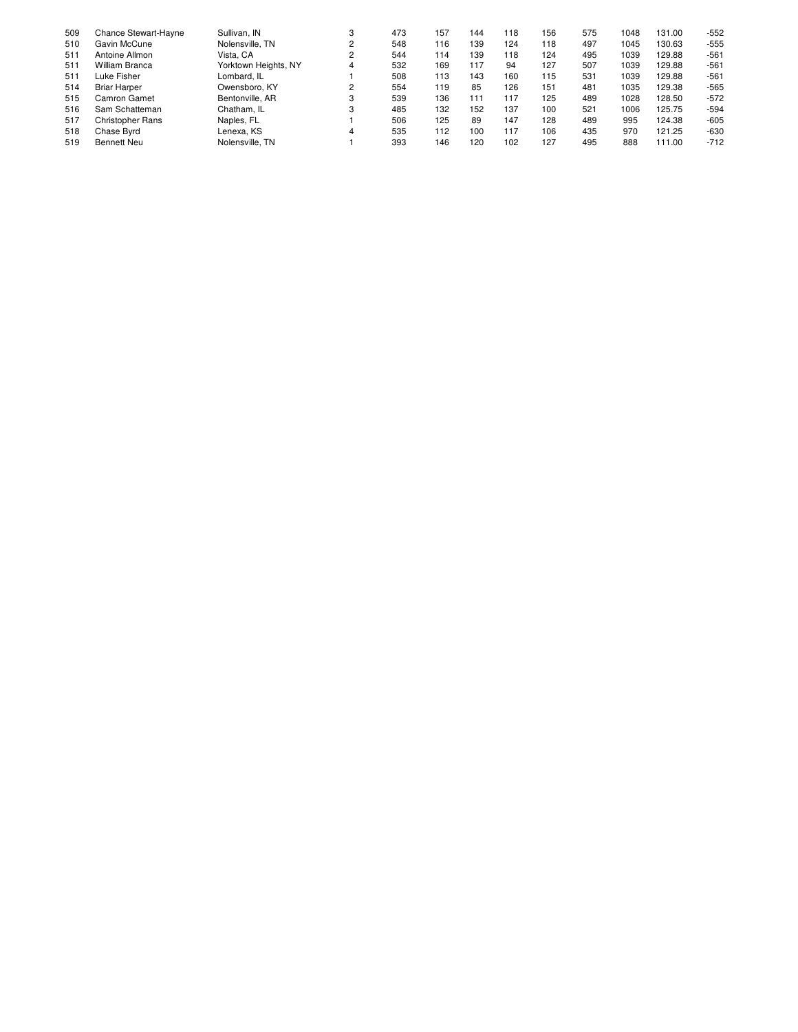| | | | | | | | | | | | | |
|---|---|---|---|---|---|---|---|---|---|---|---|---|
| 509 | Chance Stewart-Hayne | Sullivan, IN | 3 | 473 | 157 | 144 | 118 | 156 | 575 | 1048 | 131.00 | -552 |
| 510 | Gavin McCune | Nolensville, TN | 2 | 548 | 116 | 139 | 124 | 118 | 497 | 1045 | 130.63 | -555 |
| 511 | Antoine Allmon | Vista, CA | 2 | 544 | 114 | 139 | 118 | 124 | 495 | 1039 | 129.88 | -561 |
| 511 | William Branca | Yorktown Heights, NY | 4 | 532 | 169 | 117 | 94 | 127 | 507 | 1039 | 129.88 | -561 |
| 511 | Luke Fisher | Lombard, IL | 1 | 508 | 113 | 143 | 160 | 115 | 531 | 1039 | 129.88 | -561 |
| 514 | Briar Harper | Owensboro, KY | 2 | 554 | 119 | 85 | 126 | 151 | 481 | 1035 | 129.38 | -565 |
| 515 | Camron Gamet | Bentonville, AR | 3 | 539 | 136 | 111 | 117 | 125 | 489 | 1028 | 128.50 | -572 |
| 516 | Sam Schatteman | Chatham, IL | 3 | 485 | 132 | 152 | 137 | 100 | 521 | 1006 | 125.75 | -594 |
| 517 | Christopher Rans | Naples, FL | 1 | 506 | 125 | 89 | 147 | 128 | 489 | 995 | 124.38 | -605 |
| 518 | Chase Byrd | Lenexa, KS | 4 | 535 | 112 | 100 | 117 | 106 | 435 | 970 | 121.25 | -630 |
| 519 | Bennett Neu | Nolensville, TN | 1 | 393 | 146 | 120 | 102 | 127 | 495 | 888 | 111.00 | -712 |